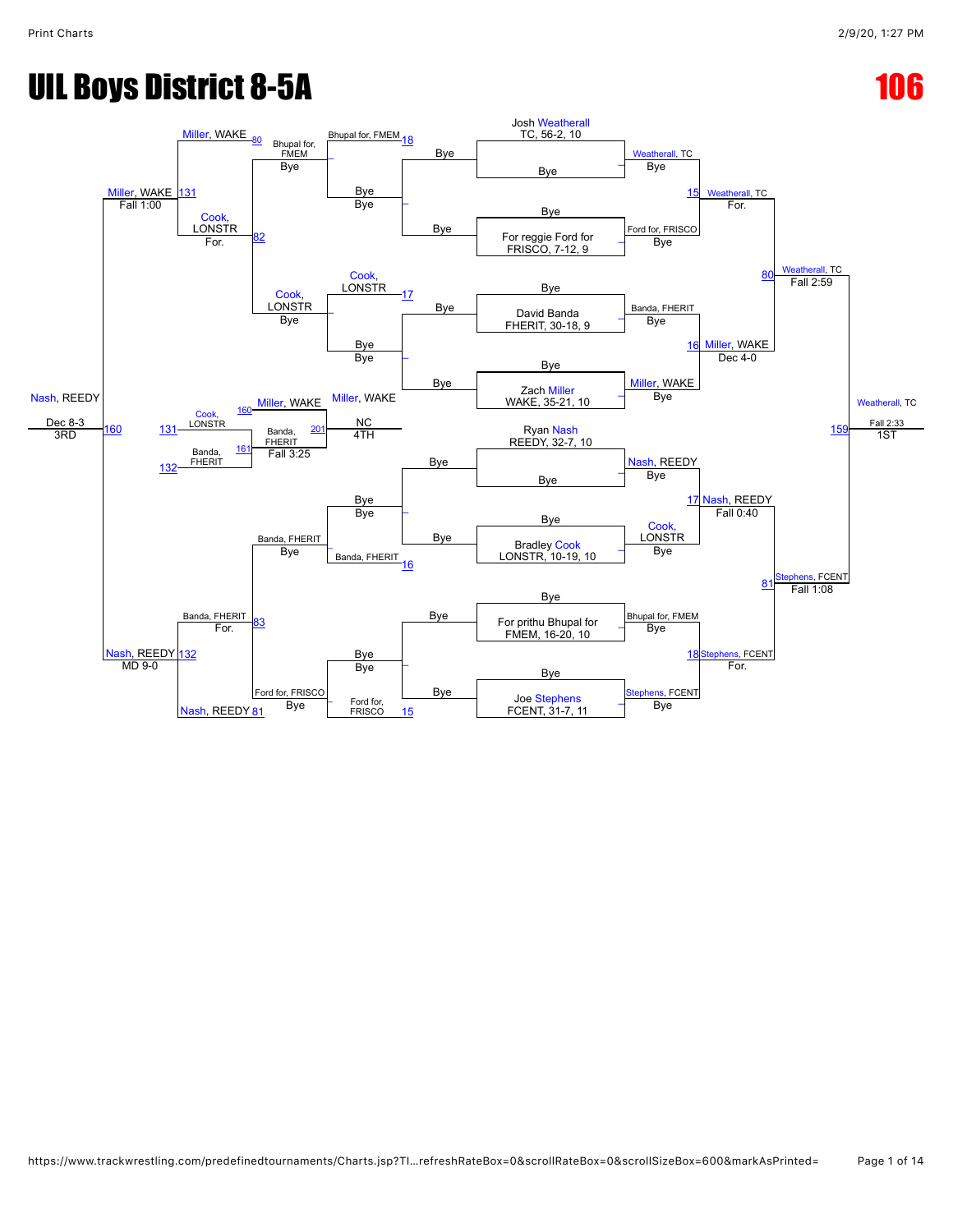# UIL Boys District 8-5A

# 106

## Championship Bracket

**Josh Weatherall** — TC, 56-2, 10
- Bye

- Bye
- For reggie Ford for FRISCO, 7-12, 9

Weatherall, TC — Bye
Ford for, FRISCO — Bye

15 Weatherall, TC — For.

- Bye
- David Banda — FHERIT, 30-18, 9

- Bye
- Zach Miller — WAKE, 35-21, 10

Banda, FHERIT — Bye
Miller, WAKE — Bye

16 Miller, WAKE — Dec 4-0

80 Weatherall, TC — Fall 2:59

**Ryan Nash** — REEDY, 32-7, 10
- Bye

- Bye
- Bradley Cook — LONSTR, 10-19, 10

Nash, REEDY — Bye
Cook, LONSTR — Bye

17 Nash, REEDY — Fall 0:40

- Bye
- For prithu Bhupal for FMEM, 16-20, 10

- Bye
- Joe Stephens — FCENT, 31-7, 11

Bhupal for, FMEM — Bye
Stephens, FCENT — Bye

18 Stephens, FCENT — For.

81 Stephens, FCENT — Fall 1:08

159 Weatherall, TC — Fall 2:33 — 1ST

## Consolation Bracket

- Bye / Bye
- Bhupal for, FMEM 18
- Bhupal for, FMEM — Bye
- Cook, LONSTR 17
- Cook, LONSTR — Bye
- Bye / Bye
- 82 Cook, LONSTR — Bye
- 80 Miller, WAKE
- 131 Miller, WAKE — Fall 1:00
- Cook, LONSTR — For.

- Bye / Bye
- Banda, FHERIT 16
- Banda, FHERIT — Bye
- Bye / Bye
- Ford for, FRISCO 15
- Ford for, FRISCO — Bye
- 83 Banda, FHERIT — For.
- 81 Nash, REEDY
- 132 Nash, REEDY — MD 9-0

160 Nash, REEDY — Dec 8-3 — 3RD

### 4th Place

- 131 Cook, LONSTR
- 160 Miller, WAKE
- 132 Banda, FHERIT
- 161 Banda, FHERIT — Fall 3:25
- 201 Miller, WAKE — NC — 4TH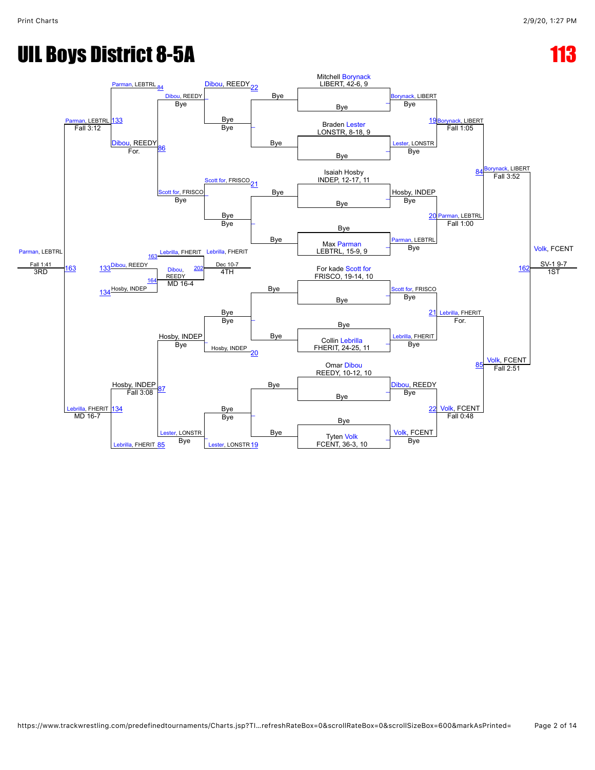# UIL Boys District 8-5A

# 113

## Championship Bracket

| Seed / Wrestler | Record |
| --- | --- |
| Mitchell Borynack | LIBERT, 42-6, 9 |
| Braden Lester | LONSTR, 8-18, 9 |
| Isaiah Hosby | INDEP, 12-17, 11 |
| Max Parman | LEBTRL, 15-9, 9 |
| For kade Scott for | FRISCO, 19-14, 10 |
| Collin Lebrilla | FHERIT, 24-25, 11 |
| Omar Dibou | REEDY, 10-12, 10 |
| Tyten Volk | FCENT, 36-3, 10 |

**First Round:** All Byes

**Quarterfinals:**
- 19: Borynack, LIBERT over Lester, LONSTR — Fall 1:05
- 20: Parman, LEBTRL over Hosby, INDEP — Fall 1:00
- 21: Lebrilla, FHERIT over Scott for, FRISCO — For.
- 22: Volk, FCENT over Dibou, REEDY — Fall 0:48

**Semifinals:**
- 84: Borynack, LIBERT over Parman, LEBTRL — Fall 3:52
- 85: Volk, FCENT over Lebrilla, FHERIT — Fall 2:51

**Final:**
- 162: Volk, FCENT over Borynack, LIBERT — SV-1 9-7 — **1ST**

## Consolation Bracket

- 19: Lester, LONSTR
- 20: Hosby, INDEP
- 21: Scott for, FRISCO
- 22: Dibou, REEDY
- Byes in first consolation rounds
- 84: Parman, LEBTRL
- 85: Lebrilla, FHERIT
- 86: Dibou, REEDY over Scott for, FRISCO — For.
- 87: Hosby, INDEP over Lester, LONSTR — Fall 3:08
- 133: Parman, LEBTRL over Dibou, REEDY — Fall 3:12
- 134: Lebrilla, FHERIT over Hosby, INDEP — MD 16-7
- 163: Parman, LEBTRL over Lebrilla, FHERIT — Fall 1:41 — **3RD**
- 164: Dibou, REEDY over Hosby, INDEP — MD 16-4
- 202: Lebrilla, FHERIT over Dibou, REEDY — Dec 10-7 — **4TH**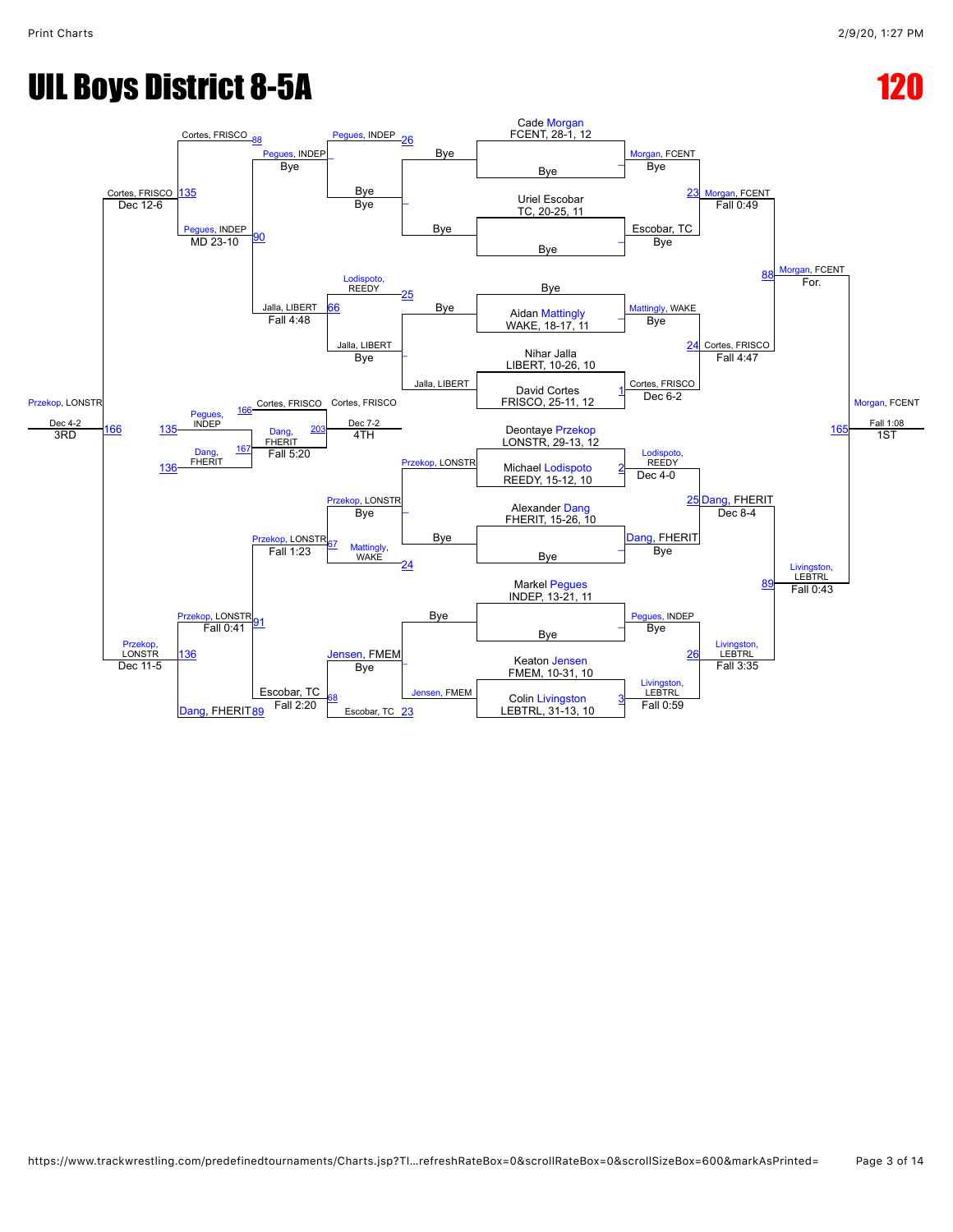# UIL Boys District 8-5A

# 120

## Championship Bracket

**Seeds / First Round**

- Cade Morgan, FCENT, 28-1, 12 vs Bye (23) — Morgan, FCENT, Bye
- Uriel Escobar, TC, 20-25, 11 vs Bye — Escobar, TC, Bye
- Bye vs Aidan Mattingly, WAKE, 18-17, 11 — Mattingly, WAKE, Bye (24)
- Nihar Jalla, LIBERT, 10-26, 10 vs David Cortes, FRISCO, 25-11, 12 (1) — Cortes, FRISCO, Dec 6-2
- Deontaye Przekop, LONSTR, 29-13, 12 vs Michael Lodispoto, REEDY, 15-12, 10 (2) — Lodispoto, REEDY, Dec 4-0
- Alexander Dang, FHERIT, 15-26, 10 vs Bye — Dang, FHERIT, Bye (25)
- Markel Pegues, INDEP, 13-21, 11 vs Bye — Pegues, INDEP, Bye
- Keaton Jensen, FMEM, 10-31, 10 vs Colin Livingston, LEBTRL, 31-13, 10 (3) — Livingston, LEBTRL, Fall 0:59 (26)

**Quarterfinals**

- (23) Morgan, FCENT — Fall 0:49
- (24) Cortes, FRISCO — Fall 4:47
- (25) Dang, FHERIT — Dec 8-4
- (26) Livingston, LEBTRL — Fall 3:35

**Semifinals**

- (88) Morgan, FCENT — For.
- (89) Livingston, LEBTRL — Fall 0:43

**Final**

- (165) Morgan, FCENT — Fall 1:08 — 1ST

## Consolation Bracket

- Pegues, INDEP (26) vs Bye — Pegues, INDEP
- Lodispoto, REEDY (25) vs Jalla, LIBERT — Jalla, LIBERT, Bye
- Przekop, LONSTR vs Mattingly, WAKE (24) — Przekop, LONSTR, Bye
- Jensen, FMEM vs Escobar, TC (23) — Jensen, FMEM, Bye
- (66) Jalla, LIBERT vs Pegues, INDEP — Pegues, INDEP, Bye
- (67) Przekop, LONSTR — Fall 1:23
- (68) Escobar, TC — Fall 2:20
- (88) Cortes, FRISCO vs Pegues, INDEP (90) — MD 23-10 / Jalla, LIBERT — Fall 4:48
- (91) Przekop, LONSTR — Fall 0:41; Dang, FHERIT (89)
- (135) Cortes, FRISCO — Dec 12-6
- (136) Przekop, LONSTR — Dec 11-5
- (166) Przekop, LONSTR — Dec 4-2 — 3RD

## 5th/4th Place

- (166) Cortes, FRISCO; 135 Pegues, INDEP; 136 Dang, FHERIT (167) — Dang, FHERIT, Fall 5:20
- (203) Cortes, FRISCO — Dec 7-2 — 4TH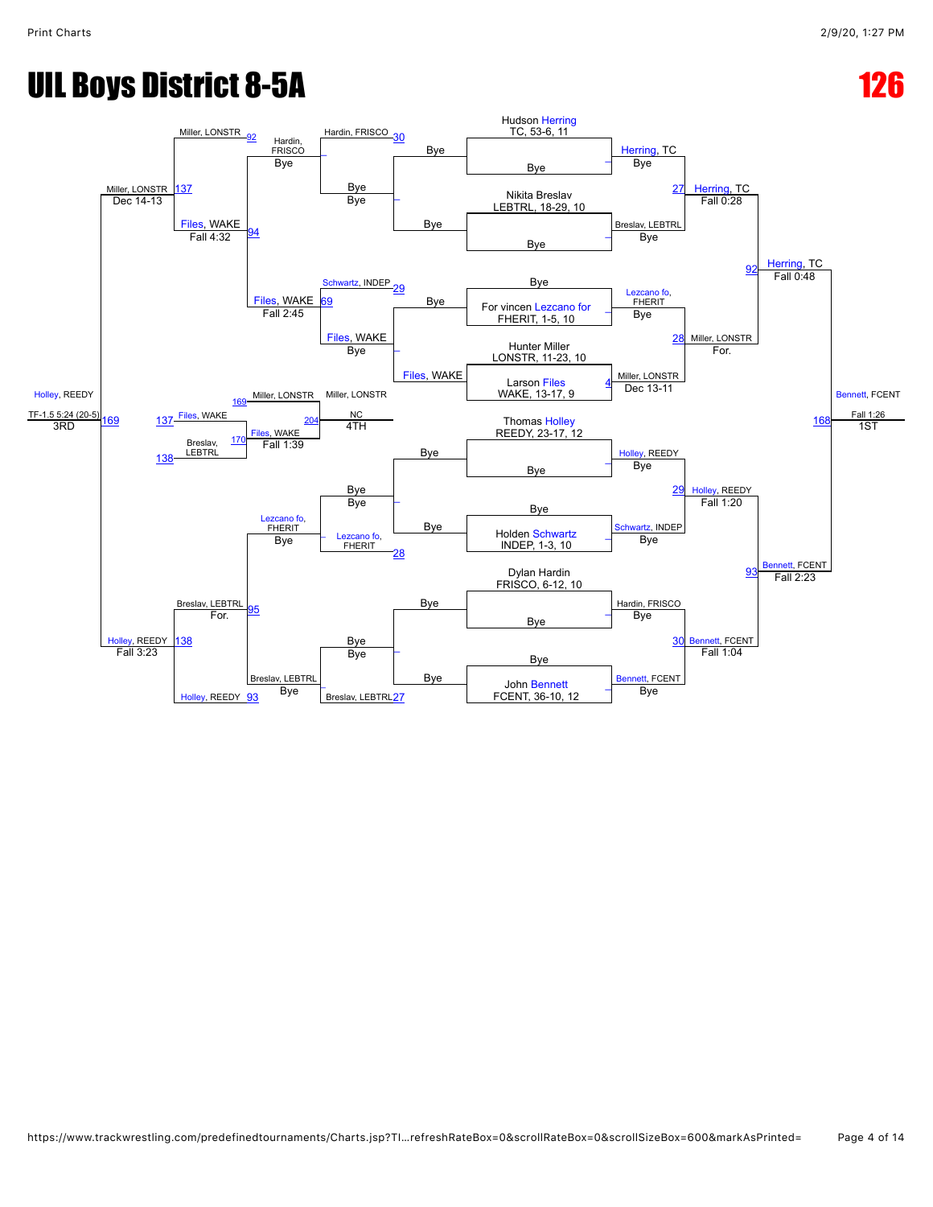# UIL Boys District 8-5A

# 126

## Championship Bracket

**Seeds / First Round**

- Hudson Herring, TC, 53-6, 11 — Bye
- Nikita Breslav, LEBTRL, 18-29, 10 — Bye
- Bye — For vincen Lezcano for FHERIT, 1-5, 10
- Hunter Miller, LONSTR, 11-23, 10 vs Larson Files, WAKE, 13-17, 9 — Miller, LONSTR, Dec 13-11 (4)
- Thomas Holley, REEDY, 23-17, 12 — Bye
- Bye — Holden Schwartz, INDEP, 1-3, 10
- Dylan Hardin, FRISCO, 6-12, 10 — Bye
- Bye — John Bennett, FCENT, 36-10, 12

**Quarterfinals**

- Herring, TC vs Breslav, LEBTRL — Herring, TC, Fall 0:28 (27)
- Lezcano fo, FHERIT vs Miller, LONSTR — Miller, LONSTR, For. (28)
- Holley, REEDY vs Schwartz, INDEP — Holley, REEDY, Fall 1:20 (29)
- Hardin, FRISCO vs Bennett, FCENT — Bennett, FCENT, Fall 1:04 (30)

**Semifinals**

- Herring, TC vs Miller, LONSTR — Herring, TC, Fall 0:48 (92)
- Holley, REEDY vs Bennett, FCENT — Bennett, FCENT, Fall 2:23 (93)

**Final (1ST)**

- Herring, TC vs Bennett, FCENT — Bennett, FCENT, Fall 1:26 (168) — 1ST

## Consolation Bracket

- Files, WAKE — Bye / Bye — Files, WAKE
- Hardin, FRISCO (30) — Bye / Bye
- Schwartz, INDEP (29) vs Files, WAKE — Files, WAKE, Bye
- Lezcano fo, FHERIT (28) — Bye / Bye
- Breslav, LEBTRL (27) — Bye / Bye
- Hardin, FRISCO vs Files, WAKE — Files, WAKE, Fall 2:45 (69)
- Lezcano fo, FHERIT vs Breslav, LEBTRL — Breslav, LEBTRL, Bye
- Miller, LONSTR (92) vs Files, WAKE — Files, WAKE, Fall 4:32 (94)
- Breslav, LEBTRL vs Holley, REEDY (93) — Breslav, LEBTRL, For. (95)
- Miller, LONSTR vs Files, WAKE — Miller, LONSTR, Dec 14-13 (137)
- Breslav, LEBTRL vs Holley, REEDY — Holley, REEDY, Fall 3:23 (138)
- Miller, LONSTR vs Holley, REEDY — Holley, REEDY, TF-1.5 5:24 (20-5) (169) — 3RD

**4th Place Match**

- Files, WAKE (137) vs Breslav, LEBTRL (138) — Files, WAKE, Fall 1:39 (170)
- Miller, LONSTR (169) vs Files, WAKE (170) — Miller, LONSTR, NC (204) — 4TH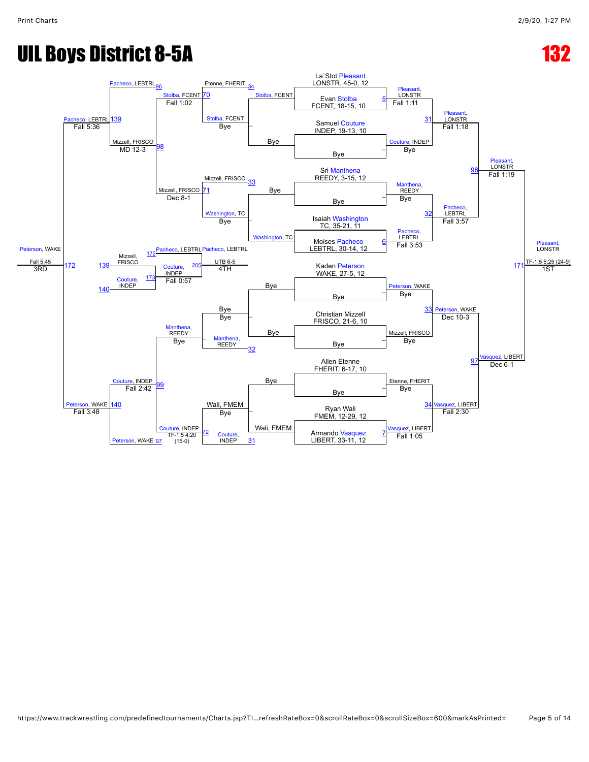# UIL Boys District 8-5A

# 132

## Championship Bracket

| Wrestler | Team, Record |
|---|---|
| La`Stot Pleasant | LONSTR, 45-0, 12 |
| Evan Stolba | FCENT, 18-15, 10 |
| Samuel Couture | INDEP, 19-13, 10 |
| Bye | |
| Sri Manthena | REEDY, 3-15, 12 |
| Bye | |
| Isaiah Washington | TC, 35-21, 11 |
| Moises Pacheco | LEBTRL, 30-14, 12 |
| Kaden Peterson | WAKE, 27-5, 12 |
| Bye | |
| Christian Mizzell | FRISCO, 21-6, 10 |
| Bye | |
| Allen Etenne | FHERIT, 6-17, 10 |
| Bye | |
| Ryan Wali | FMEM, 12-29, 12 |
| Armando Vasquez | LIBERT, 33-11, 12 |

### First Round

- Match 5: Pleasant, LONSTR — Fall 1:11
- Couture, INDEP — Bye
- Manthena, REEDY — Bye
- Match 6: Pacheco, LEBTRL — Fall 3:53
- Peterson, WAKE — Bye
- Mizzell, FRISCO — Bye
- Etenne, FHERIT — Bye
- Match 7: Vasquez, LIBERT — Fall 1:05

### Quarterfinals

- Match 31: Pleasant, LONSTR — Fall 1:18
- Match 32: Pacheco, LEBTRL — Fall 3:57
- Match 33: Peterson, WAKE — Dec 10-3
- Match 34: Vasquez, LIBERT — Fall 2:30

### Semifinals

- Match 96: Pleasant, LONSTR — Fall 1:19
- Match 97: Vasquez, LIBERT — Dec 6-1

### Final

- Match 171: Pleasant, LONSTR — TF-1.5 5:25 (24-9) — 1ST

## Consolation Bracket

### Consolation Round 1

- Match 34: Etenne, FHERIT vs. Match 70: Stolba, FCENT — Stolba, FCENT (Bye)
- Match 33: Mizzell, FRISCO vs. Washington, TC — Washington, TC (Bye)
- Manthena, REEDY (Bye) vs. Match 32
- Wali, FMEM (Bye) vs. Match 31: Couture, INDEP

### Consolation Round 2

- Match 70: Stolba, FCENT — Fall 1:02
- Match 71: Mizzell, FRISCO — Dec 8-1
- Manthena, REEDY — Bye
- Match 72: Couture, INDEP — TF-1.5 4:20 (15-0)

### Consolation Round 3

- Match 96: Pacheco, LEBTRL vs. Match 70: Stolba, FCENT
- Match 98: Mizzell, FRISCO — MD 12-3
- Match 99: Couture, INDEP — Fall 2:42
- Match 97: Peterson, WAKE

### Consolation Semifinals

- Match 139: Pacheco, LEBTRL — Fall 5:36
- Match 140: Peterson, WAKE — Fall 3:48

### 3rd Place

- Match 172: Peterson, WAKE — Fall 5:45 — 3RD

### 5th Place

- Match 139: Mizzell, FRISCO vs. Match 140: Couture, INDEP
- Match 173: Couture, INDEP — Fall 0:57

### 4th Place

- Match 172: Pacheco, LEBTRL vs. Match 205: Couture, INDEP
- Pacheco, LEBTRL — UTB 6-5 — 4TH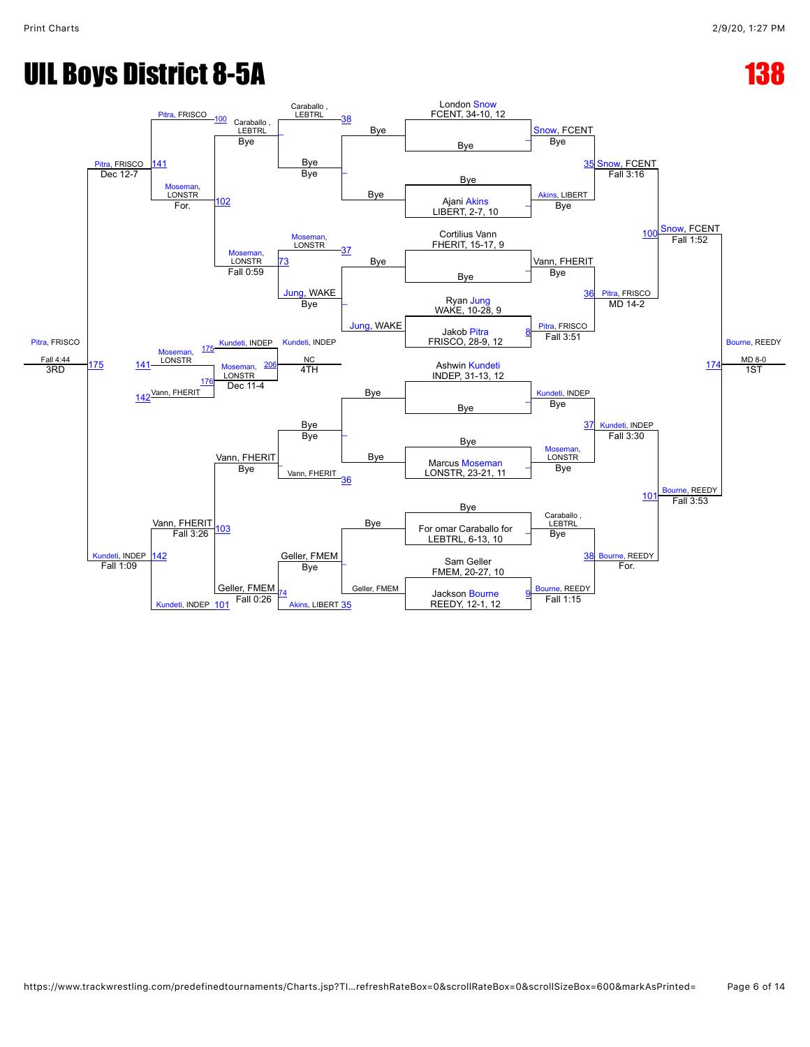# UIL Boys District 8-5A

# 138

## Championship Bracket

| Seed / Wrestler | Round 1 | Quarterfinals | Semifinals | Finals |
|---|---|---|---|---|
| London Snow, FCENT, 34-10, 12 vs Bye | Snow, FCENT — Bye | Snow, FCENT — Fall 3:16 | Snow, FCENT — Fall 1:52 | Bourne, REEDY — MD 8-0 (1ST) |
| Ajani Akins, LIBERT, 2-7, 10 vs Bye | Akins, LIBERT — Bye | | | |
| Cortilius Vann, FHERIT, 15-17, 9 vs Bye | Vann, FHERIT — Bye | Pitra, FRISCO — MD 14-2 | | |
| Ryan Jung, WAKE, 10-28, 9 vs Jakob Pitra, FRISCO, 28-9, 12 | Pitra, FRISCO — Fall 3:51 | | | |
| Ashwin Kundeti, INDEP, 31-13, 12 vs Bye | Kundeti, INDEP — Bye | Kundeti, INDEP — Fall 3:30 | Bourne, REEDY — Fall 3:53 | |
| Marcus Moseman, LONSTR, 23-21, 11 vs Bye | Moseman, LONSTR — Bye | | | |
| For omar Caraballo for LEBTRL, 6-13, 10 vs Bye | Caraballo, LEBTRL — Bye | Bourne, REEDY — For. | | |
| Sam Geller, FMEM, 20-27, 10 vs Jackson Bourne, REEDY, 12-1, 12 | Bourne, REEDY — Fall 1:15 | | | |

## Consolation Bracket

| Match | Wrestlers | Winner / Result |
|---|---|---|
| 38 | Caraballo, LEBTRL vs Bye | Caraballo, LEBTRL — Bye |
| 37 | Moseman, LONSTR vs Jung, WAKE | Jung, WAKE — Bye |
| 36 | Vann, FHERIT vs Bye | Vann, FHERIT — Bye |
| 35 | Akins, LIBERT vs Geller, FMEM | Geller, FMEM — Bye |
| 100 | Pitra, FRISCO vs Caraballo, LEBTRL | Caraballo, LEBTRL — Bye |
| 102 | Moseman, LONSTR vs Caraballo, LEBTRL | Moseman, LONSTR — For. |
| 73 | Jung, WAKE vs Moseman, LONSTR | Moseman, LONSTR — Fall 0:59 |
| 103 | Vann, FHERIT vs Bye | Vann, FHERIT — Bye |
| 74 | Geller, FMEM vs Kundeti, INDEP | Geller, FMEM — Fall 0:26 |
| 101 | Kundeti, INDEP vs Vann, FHERIT | Vann, FHERIT — Fall 3:26 |
| 141 | Pitra, FRISCO vs Moseman, LONSTR | Pitra, FRISCO — Dec 12-7 |
| 142 | Kundeti, INDEP vs Vann, FHERIT | Kundeti, INDEP — Fall 1:09 |
| 175 | Pitra, FRISCO vs Kundeti, INDEP | Pitra, FRISCO — Fall 4:44 (3RD) |
| 176 | Moseman, LONSTR vs Vann, FHERIT | Moseman, LONSTR — Dec 11-4 |
| 206 | Kundeti, INDEP vs Moseman, LONSTR | Kundeti, INDEP — NC (4TH) |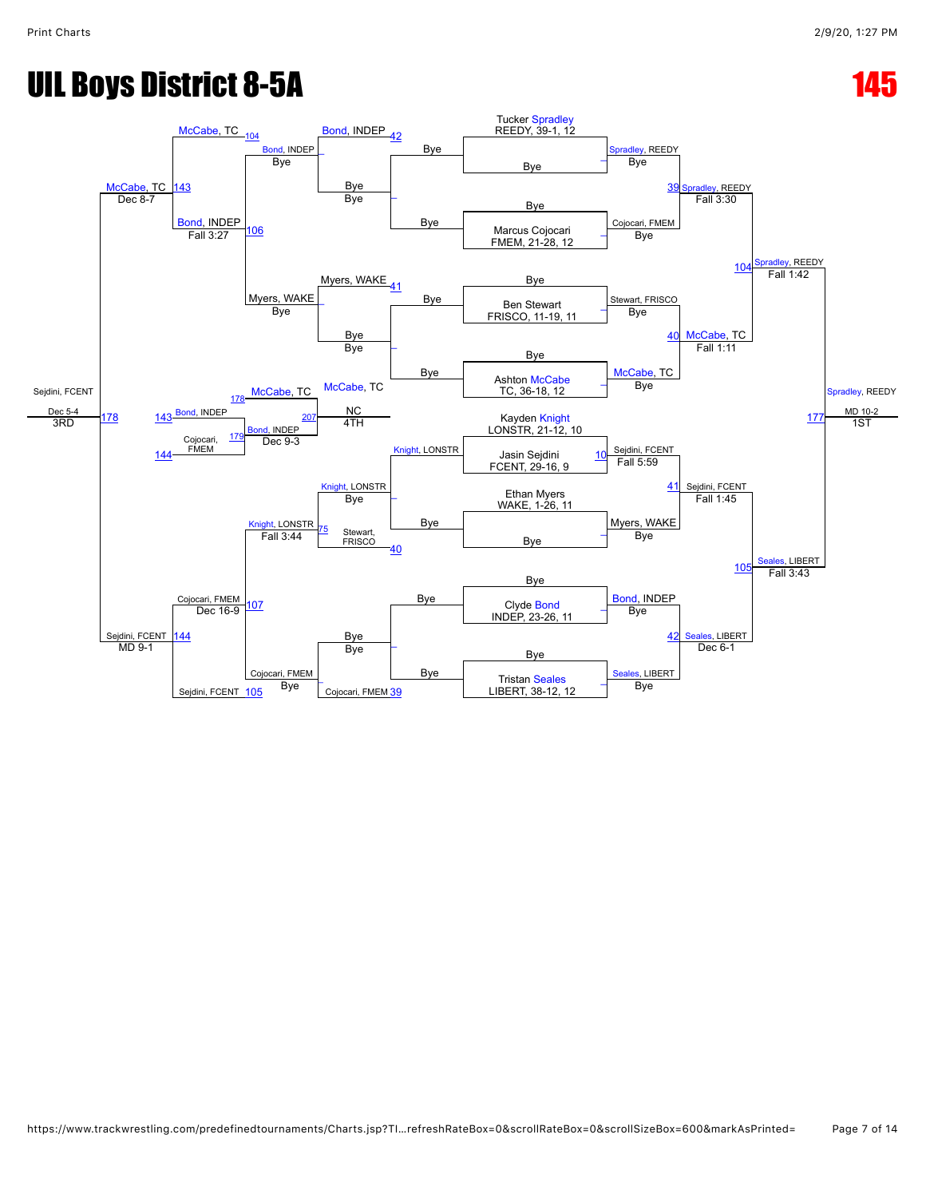# UIL Boys District 8-5A

# 145

## Championship Bracket

**Round 1 (Byes)**

- Tucker Spradley, REEDY, 39-1, 12 — Bye → Spradley, REEDY
- Marcus Cojocari, FMEM, 21-28, 12 — Bye → Cojocari, FMEM
- Ben Stewart, FRISCO, 11-19, 11 — Bye → Stewart, FRISCO
- Ashton McCabe, TC, 36-18, 12 — Bye → McCabe, TC
- Kayden Knight, LONSTR, 21-12, 10 vs. Jasin Sejdini, FCENT, 29-16, 9 → Sejdini, FCENT — Fall 5:59
- Ethan Myers, WAKE, 1-26, 11 — Bye → Myers, WAKE
- Clyde Bond, INDEP, 23-26, 11 — Bye → Bond, INDEP
- Tristan Seales, LIBERT, 38-12, 12 — Bye → Seales, LIBERT

**Quarterfinals**

- 39 Spradley, REEDY — Fall 3:30
- 40 McCabe, TC — Fall 1:11
- 41 Sejdini, FCENT — Fall 1:45
- 42 Seales, LIBERT — Dec 6-1

**Semifinals**

- 104 Spradley, REEDY — Fall 1:42
- 105 Seales, LIBERT — Fall 3:43

**Final**

- 177 Spradley, REEDY — MD 10-2 — 1ST

## Consolation Bracket

- 41 Myers, WAKE — Bye
- 42 Bond, INDEP — Bye
- 40 Knight, LONSTR — Bye (Stewart, FRISCO)
- 39 Cojocari, FMEM — Bye
- 75 Knight, LONSTR — Fall 3:44
- 104 McCabe, TC
- 106 Bond, INDEP — Fall 3:27 (Bond, INDEP — Bye; Myers, WAKE — Bye)
- 105 Sejdini, FCENT (Cojocari, FMEM — Bye)
- 107 Cojocari, FMEM — Dec 16-9
- 143 McCabe, TC — Dec 8-7
- 144 Sejdini, FCENT — MD 9-1

## Placement Matches

- 178 Sejdini, FCENT — Dec 5-4 — 3RD
- 179 Bond, INDEP — Dec 9-3 (143 Bond, INDEP vs. 144 Cojocari, FMEM)
- 207 McCabe, TC vs. Bond, INDEP — McCabe, TC — NC — 4TH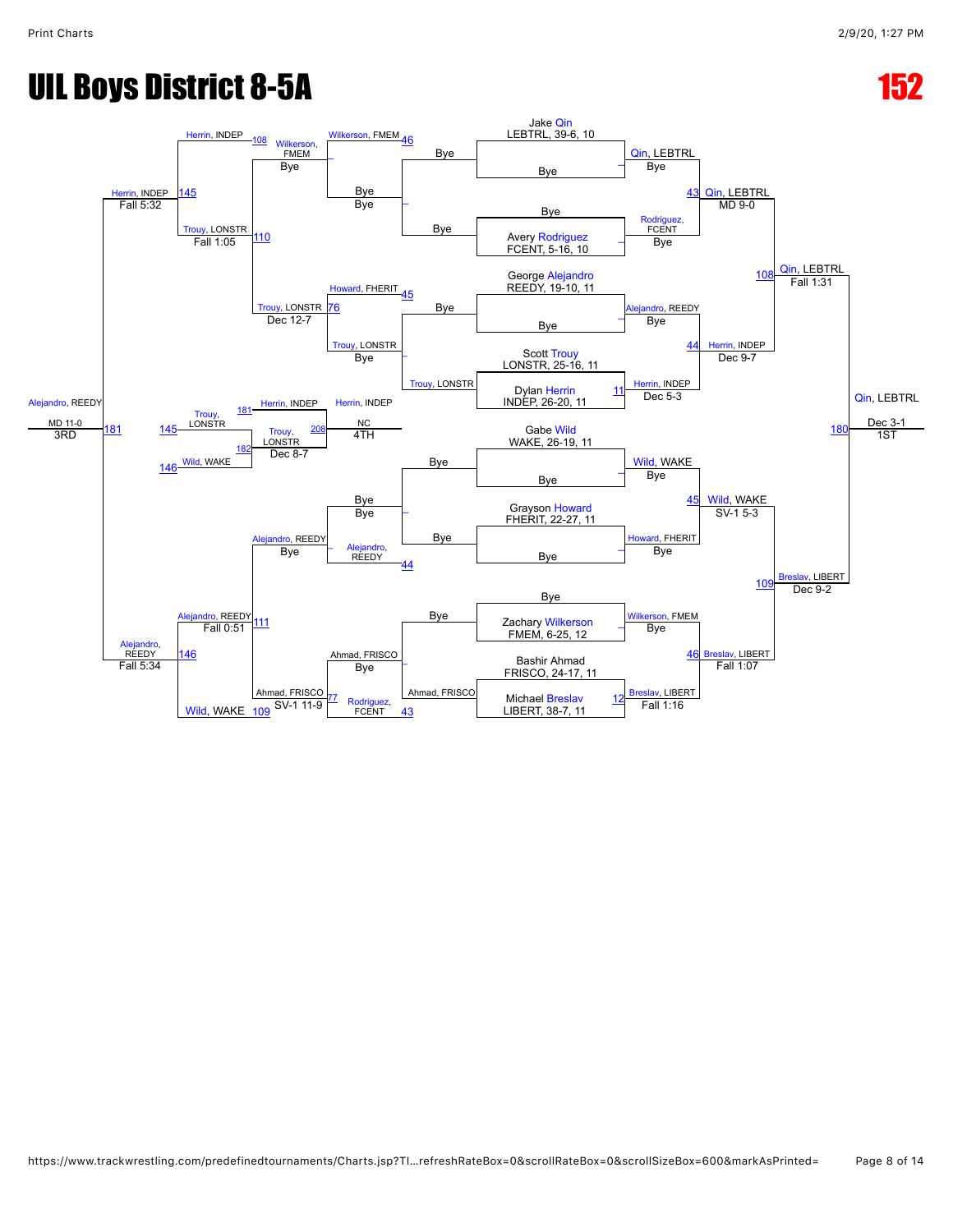# UIL Boys District 8-5A

# 152

## Championship Bracket

**Preliminary Round**

- Jake Qin, LEBTRL, 39-6, 10 vs Bye — Qin, LEBTRL (Bye)
- Bye vs Avery Rodriguez, FCENT, 5-16, 10 — Rodriguez, FCENT (Bye)
- George Alejandro, REEDY, 19-10, 11 vs Bye — Alejandro, REEDY (Bye)
- Scott Trouy, LONSTR, 25-16, 11 vs Dylan Herrin, INDEP, 26-20, 11 — Herrin, INDEP (Dec 5-3)
- Gabe Wild, WAKE, 26-19, 11 vs Bye — Wild, WAKE (Bye)
- Grayson Howard, FHERIT, 22-27, 11 vs Bye — Howard, FHERIT (Bye)
- Bye vs Zachary Wilkerson, FMEM, 6-25, 12 — Wilkerson, FMEM (Bye)
- Bashir Ahmad, FRISCO, 24-17, 11 vs Michael Breslav, LIBERT, 38-7, 11 — Breslav, LIBERT (Fall 1:16)

**Quarterfinals**

- Qin, LEBTRL vs Rodriguez, FCENT — Qin, LEBTRL (MD 9-0)
- Alejandro, REEDY vs Herrin, INDEP — Herrin, INDEP (Dec 9-7)
- Wild, WAKE vs Howard, FHERIT — Wild, WAKE (SV-1 5-3)
- Wilkerson, FMEM vs Breslav, LIBERT — Breslav, LIBERT (Fall 1:07)

**Semifinals**

- Qin, LEBTRL vs Herrin, INDEP — Qin, LEBTRL (Fall 1:31)
- Wild, WAKE vs Breslav, LIBERT — Breslav, LIBERT (Dec 9-2)

**1st Place**

- Qin, LEBTRL vs Breslav, LIBERT — Qin, LEBTRL (Dec 3-1) 1ST

## Consolation Bracket

**Cons. Round 1**

- Bye vs Trouy, LONSTR — Trouy, LONSTR
- Bye vs Ahmad, FRISCO — Ahmad, FRISCO

**Cons. Round 2**

- Wilkerson, FMEM vs Bye — Wilkerson, FMEM (Bye)
- Howard, FHERIT vs Trouy, LONSTR — Trouy, LONSTR (Bye)
- Bye vs Alejandro, REEDY — Alejandro, REEDY (Bye)
- Ahmad, FRISCO vs Rodriguez, FCENT — Ahmad, FRISCO (Bye)

**Cons. Round 3**

- Wilkerson, FMEM vs Trouy, LONSTR — Trouy, LONSTR (Dec 12-7)
- Alejandro, REEDY vs Ahmad, FRISCO — Ahmad, FRISCO (SV-1 11-9)

**Cons. Semis**

- Herrin, INDEP vs Trouy, LONSTR — Herrin, INDEP (Fall 1:05)
- Alejandro, REEDY vs Wild, WAKE — Alejandro, REEDY (Fall 0:51)

**3rd Place**

- Herrin, INDEP (Fall 5:32) vs Alejandro, REEDY (Fall 5:34) — Alejandro, REEDY (MD 11-0) 3RD

**5th Place**

- Trouy, LONSTR vs Wild, WAKE — Trouy, LONSTR (Dec 8-7)

**4th Place**

- Herrin, INDEP vs Trouy, LONSTR — Herrin, INDEP (NC) 4TH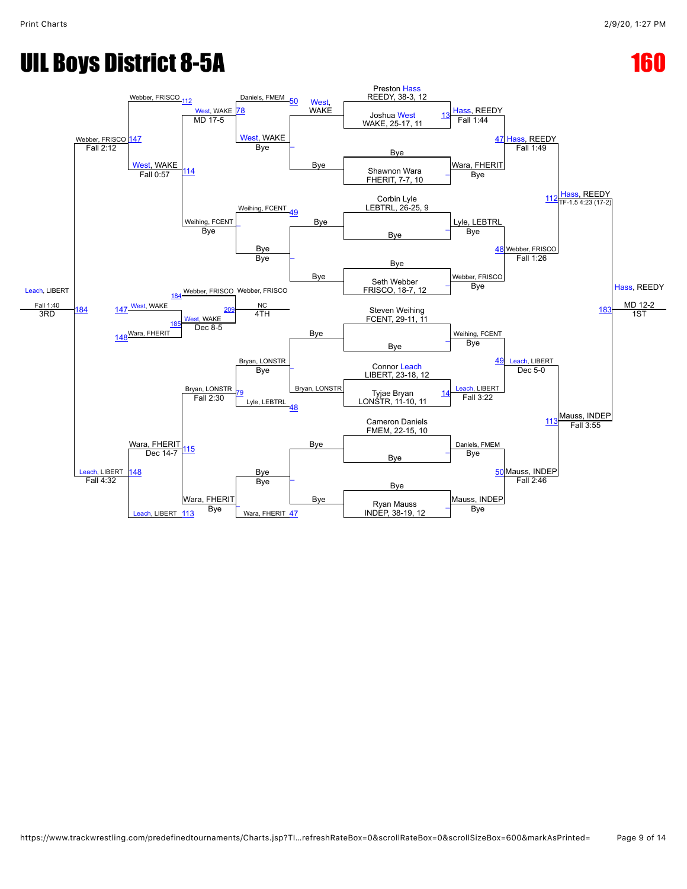# UIL Boys District 8-5A

# 160

## Championship Bracket

**Seeds / Entrants:**

- Preston Hass, REEDY, 38-3, 12
- Joshua West, WAKE, 25-17, 11
- Shawnon Wara, FHERIT, 7-7, 10
- Corbin Lyle, LEBTRL, 26-25, 9
- Seth Webber, FRISCO, 18-7, 12
- Steven Weihing, FCENT, 29-11, 11
- Connor Leach, LIBERT, 23-18, 12
- Tyjae Bryan, LONSTR, 11-10, 11
- Cameron Daniels, FMEM, 22-15, 10
- Ryan Mauss, INDEP, 38-19, 12

**First Round:**

- Preston Hass (REEDY) vs. Joshua West (WAKE) — Match 13: Hass, REEDY, Fall 1:44
- Bye vs. Shawnon Wara (FHERIT) — Wara, FHERIT, Bye
- Corbin Lyle (LEBTRL) vs. Bye — Lyle, LEBTRL, Bye
- Bye vs. Seth Webber (FRISCO) — Webber, FRISCO, Bye
- Steven Weihing (FCENT) vs. Bye — Weihing, FCENT, Bye
- Connor Leach (LIBERT) vs. Tyjae Bryan (LONSTR) — Match 14: Leach, LIBERT, Fall 3:22
- Cameron Daniels (FMEM) vs. Bye — Daniels, FMEM, Bye
- Bye vs. Ryan Mauss (INDEP) — Mauss, INDEP, Bye

**Quarterfinals:**

- Match 47: Hass, REEDY over Wara, FHERIT — Fall 1:49
- Match 48: Webber, FRISCO over Lyle, LEBTRL — Fall 1:26
- Match 49: Leach, LIBERT over Weihing, FCENT — Dec 5-0
- Match 50: Mauss, INDEP over Daniels, FMEM — Fall 2:46

**Semifinals:**

- Match 112: Hass, REEDY over Webber, FRISCO — TF-1.5 4:23 (17-2)
- Match 113: Mauss, INDEP over Leach, LIBERT — Fall 3:55

**Final (Match 183):** Hass, REEDY — MD 12-2 — 1ST

## Consolation Bracket

**Consolation Round 1:**

- Daniels, FMEM vs. West, WAKE (Match 50 loser / Match 13 loser) — West, WAKE, Bye
- Weihing, FCENT (49) — Bye, Bye
- Bryan, LONSTR vs. Bye — Bryan, LONSTR, Bye
- Bye vs. Wara, FHERIT (47) — Wara, FHERIT, Bye

**Consolation Round 2:**

- Match 78: West, WAKE over Weihing, FCENT — MD 17-5
- Match 79: Bryan, LONSTR vs. Lyle, LEBTRL (48) — Bryan, LONSTR, Fall 2:30

**Consolation Round 3:**

- Match 114: West, WAKE vs. Webber, FRISCO (112) — West, WAKE, Fall 0:57
- Match 115: Wara, FHERIT vs. Bryan, LONSTR — Wara, FHERIT, Dec 14-7

**Consolation Semifinals:**

- Match 147: Webber, FRISCO over West, WAKE — Fall 2:12
- Match 148: Leach, LIBERT (113) over Wara, FHERIT — Fall 4:32

**3rd Place (Match 184):** Leach, LIBERT over Webber, FRISCO — Fall 1:40 — 3RD

**5th Place (Match 185):** West, WAKE over Wara, FHERIT — Dec 8-5

**4th Place (Match 209):** Webber, FRISCO vs. West, WAKE — Webber, FRISCO, NC — 4TH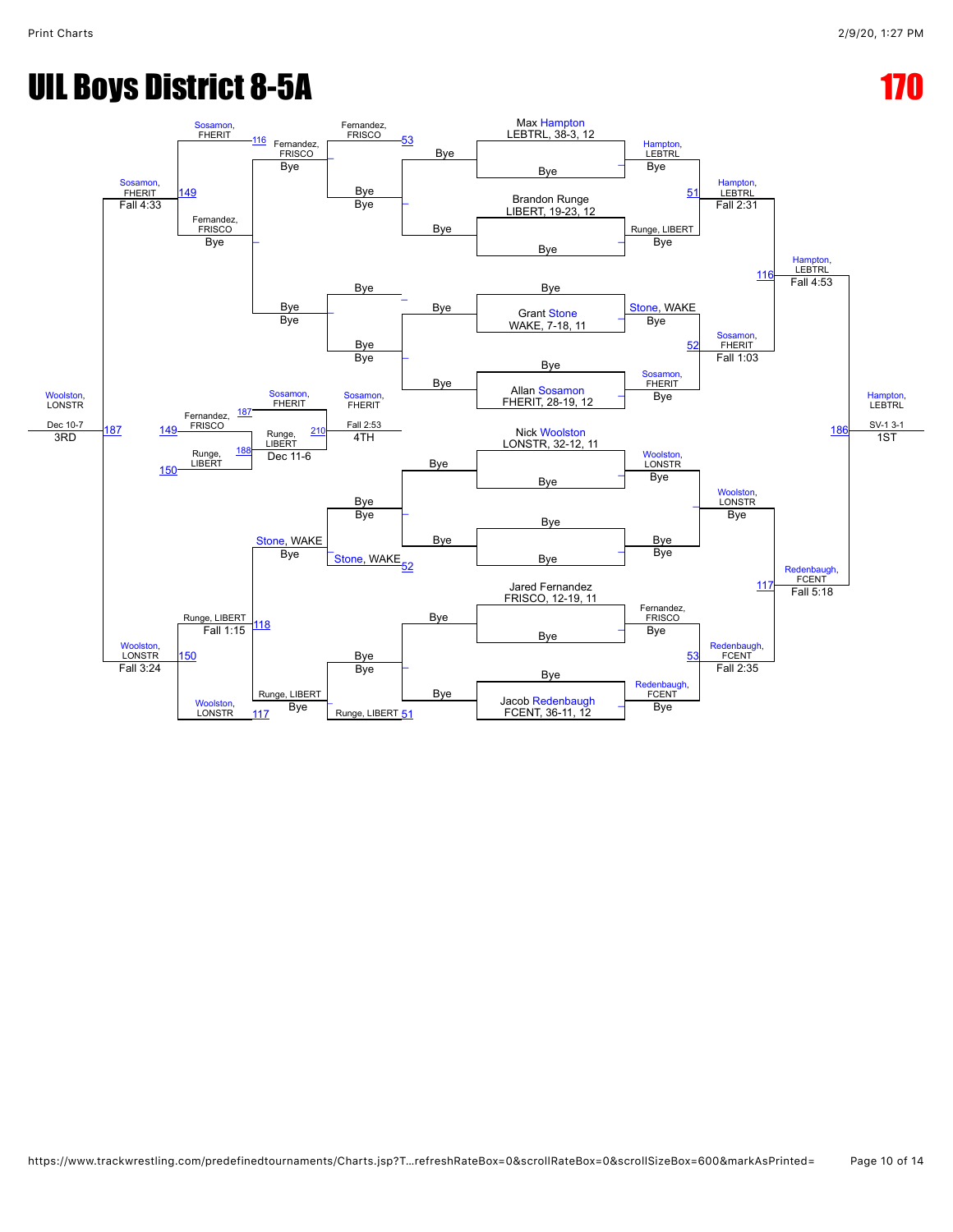# UIL Boys District 8-5A

# 170

## Championship Bracket

**Seeded wrestlers:**
- Max Hampton, LEBTRL, 38-3, 12 — Bye
- Brandon Runge, LIBERT, 19-23, 12 — Bye
- Grant Stone, WAKE, 7-18, 11 — Bye
- Allan Sosamon, FHERIT, 28-19, 12 — Bye
- Nick Woolston, LONSTR, 32-12, 11 — Bye
- Jared Fernandez, FRISCO, 12-19, 11 — Bye
- Jacob Redenbaugh, FCENT, 36-11, 12 — Bye

**Quarterfinals:**
- 51: Hampton, LEBTRL over Runge, LIBERT — Fall 2:31
- 52: Sosamon, FHERIT over Stone, WAKE — Fall 1:03
- Woolston, LONSTR — Bye
- 53: Redenbaugh, FCENT over Fernandez, FRISCO — Fall 2:35

**Semifinals:**
- 116: Hampton, LEBTRL over Sosamon, FHERIT — Fall 4:53
- 117: Redenbaugh, FCENT over Woolston, LONSTR — Fall 5:18

**Final:**
- 186: Hampton, LEBTRL over Redenbaugh, FCENT — SV-1 3-1 — **1ST**

## Consolation Bracket

- 51: Runge, LIBERT — Bye
- 52: Stone, WAKE — Bye
- 53: Fernandez, FRISCO — Bye
- 117: Woolston, LONSTR vs Runge, LIBERT — Bye
- 116: Sosamon, FHERIT vs Fernandez, FRISCO — Bye
- 118: Runge, LIBERT over Stone, WAKE — Fall 1:15
- 149: Sosamon, FHERIT over Fernandez, FRISCO — Fall 4:33
- 150: Woolston, LONSTR over Runge, LIBERT — Fall 3:24
- 187: Woolston, LONSTR over Sosamon, FHERIT — Dec 10-7 — **3RD**

## 5th / 4th Place

- 187: Fernandez, FRISCO
- 188: Runge, LIBERT
- 149 / 150
- 210: Runge, LIBERT vs Sosamon, FHERIT — Dec 11-6
- Sosamon, FHERIT — Fall 2:53 — **4TH**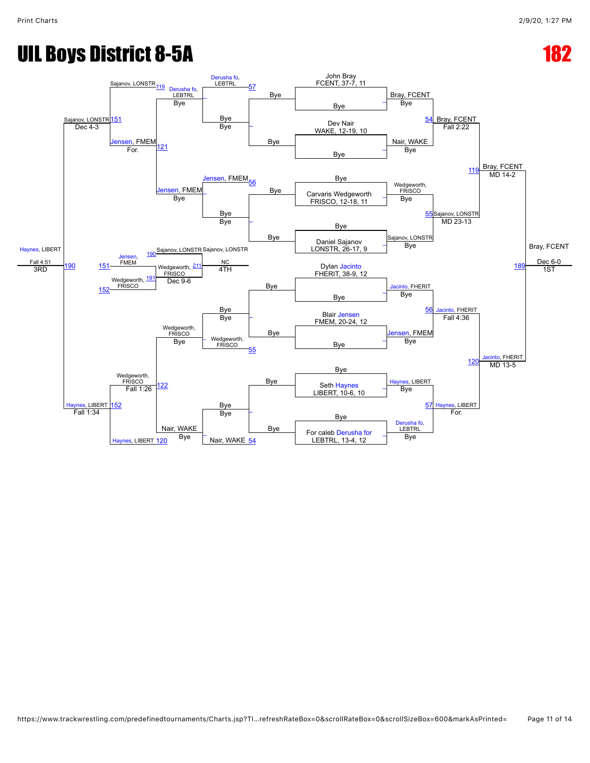# UIL Boys District 8-5A

# 182

## Championship Bracket

**Round 1 (all Byes)**

- John Bray, FCENT, 37-7, 11 — Bye → Bray, FCENT (Bye)
- Dev Nair, WAKE, 12-19, 10 — Bye → Nair, WAKE (Bye)
- Carvaris Wedgeworth, FRISCO, 12-18, 11 — Bye → Wedgeworth, FRISCO (Bye)
- Daniel Sajanov, LONSTR, 26-17, 9 — Bye → Sajanov, LONSTR (Bye)
- Dylan Jacinto, FHERIT, 38-9, 12 — Bye → Jacinto, FHERIT (Bye)
- Blair Jensen, FMEM, 20-24, 12 — Bye → Jensen, FMEM (Bye)
- Seth Haynes, LIBERT, 10-6, 10 — Bye → Haynes, LIBERT (Bye)
- For caleb Derusha for, LEBTRL, 13-4, 12 — Bye → Derusha fo, LEBTRL (Bye)

**Quarterfinals**

- 54: Bray, FCENT — Fall 2:22
- 55: Sajanov, LONSTR — MD 23-13
- 56: Jacinto, FHERIT — Fall 4:36
- 57: Haynes, LIBERT — For.

**Semifinals**

- 119: Bray, FCENT — MD 14-2
- 120: Jacinto, FHERIT — MD 13-5

**Final**

- 189: Bray, FCENT — Dec 6-0 — 1ST

## Consolation Bracket

- 57: Derusha fo, LEBTRL — Bye, Bye
- 56: Jensen, FMEM — Bye, Bye
- 55: Wedgeworth, FRISCO — Bye, Bye
- 54: Nair, WAKE — Bye, Bye
- 119: Sajanov, LONSTR vs Derusha fo, LEBTRL (Bye)
- 121: Jensen, FMEM — For. (vs Jensen, FMEM, Bye)
- 122: Wedgeworth, FRISCO — Fall 1:26 (Wedgeworth, FRISCO, Bye)
- 120: Haynes, LIBERT vs Nair, WAKE (Bye)
- 151: Sajanov, LONSTR — Dec 4-3 (vs Jensen, FMEM)
- 152: Haynes, LIBERT — Fall 1:34 (vs Wedgeworth, FRISCO)
- 190: Haynes, LIBERT — Fall 4:51 — 3RD
- 190: Sajanov, LONSTR (151: Jensen, FMEM)
- 191: Wedgeworth, FRISCO (152)
- 211: Wedgeworth, FRISCO — Dec 9-6
- Sajanov, LONSTR — NC — 4TH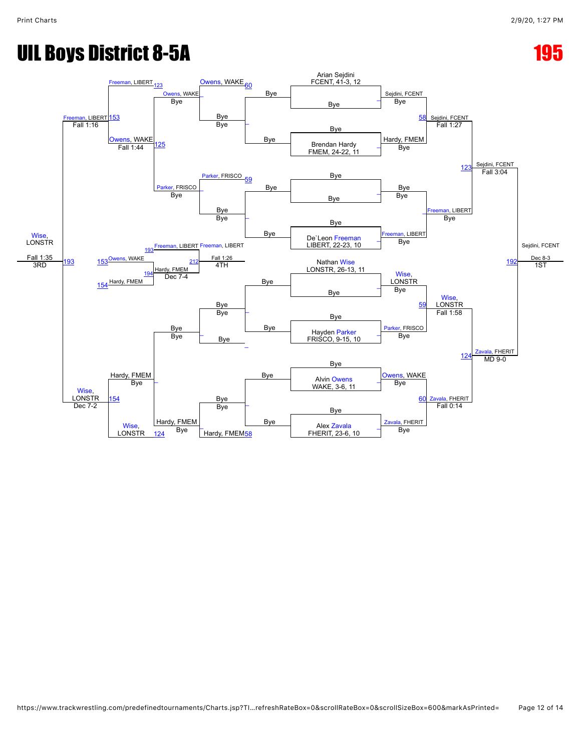# UIL Boys District 8-5A

**195**

## Championship Bracket

**Seeds / First Round**

- Arian Sejdini, FCENT, 41-3, 12 vs Bye
- Bye vs Brendan Hardy, FMEM, 24-22, 11
- Bye vs Bye
- Bye vs De`Leon Freeman, LIBERT, 22-23, 10
- Nathan Wise, LONSTR, 26-13, 11 vs Bye
- Bye vs Hayden Parker, FRISCO, 9-15, 10
- Bye vs Alvin Owens, WAKE, 3-6, 11
- Bye vs Alex Zavala, FHERIT, 23-6, 10

**Second Round**

- Sejdini, FCENT (Bye) — 58
- Hardy, FMEM (Bye)
- Bye (Bye)
- Freeman, LIBERT (Bye)
- Wise, LONSTR (Bye) — 59
- Parker, FRISCO (Bye)
- Owens, WAKE (Bye) — 60
- Zavala, FHERIT (Bye)

**Quarterfinals**

- Sejdini, FCENT — Fall 1:27 — 123
- Freeman, LIBERT — Bye
- Wise, LONSTR — Fall 1:58 — 124
- Zavala, FHERIT — Fall 0:14

**Semifinals**

- Sejdini, FCENT — Fall 3:04 — 192
- Zavala, FHERIT — MD 9-0

**Final**

- Sejdini, FCENT — Dec 8-3 — **1ST**

## Consolation Bracket

- Owens, WAKE — 60 — Bye
- Bye / Bye
- Owens, WAKE — Bye
- Parker, FRISCO — 59 — Bye
- Parker, FRISCO — Bye
- Bye / Bye
- Freeman, LIBERT — 123
- Owens, WAKE — Fall 1:44 — 125
- Freeman, LIBERT — Fall 1:16 — 153
- Bye / Bye; Bye
- Hardy, FMEM — Bye
- Bye / Bye
- Hardy, FMEM — Bye; Hardy, FMEM — 58
- Wise, LONSTR — 124
- Wise, LONSTR — Dec 7-2 — 154
- Wise, LONSTR — Fall 1:35 — 193 — **3RD**

**4th Place Match**

- 193 Freeman, LIBERT vs 194 Hardy, FMEM (Dec 7-4)
- 153 Owens, WAKE vs 154 Hardy, FMEM
- Freeman, LIBERT — Fall 1:26 — 212 — **4TH**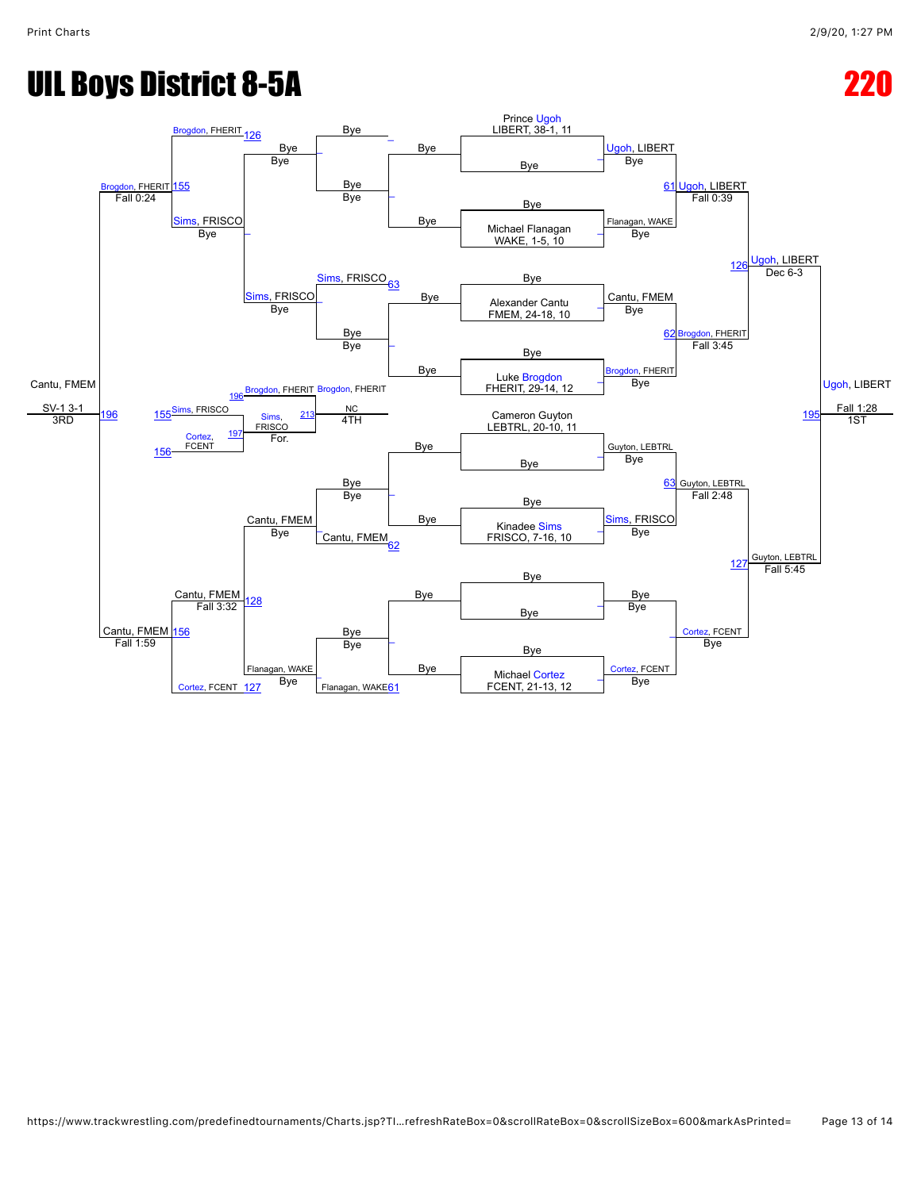# UIL Boys District 8-5A

# 220

## Championship Bracket

**Seeds:**
- Prince Ugoh, LIBERT, 38-1, 11
- Michael Flanagan, WAKE, 1-5, 10
- Alexander Cantu, FMEM, 24-18, 10
- Luke Brogdon, FHERIT, 29-14, 12
- Cameron Guyton, LEBTRL, 20-10, 11
- Kinadee Sims, FRISCO, 7-16, 10
- Michael Cortez, FCENT, 21-13, 12

**First Round:**
- Ugoh, LIBERT — Bye
- Flanagan, WAKE — Bye
- Cantu, FMEM — Bye
- Brogdon, FHERIT — Bye
- Guyton, LEBTRL — Bye
- Sims, FRISCO — Bye
- Cortez, FCENT — Bye

**Quarterfinals:**
- 61: Ugoh, LIBERT over Flanagan, WAKE — Fall 0:39
- 62: Brogdon, FHERIT over Cantu, FMEM — Fall 3:45
- 63: Guyton, LEBTRL over Sims, FRISCO — Fall 2:48
- Cortez, FCENT — Bye

**Semifinals:**
- 126: Ugoh, LIBERT over Brogdon, FHERIT — Dec 6-3
- 127: Guyton, LEBTRL over Cortez, FCENT — Fall 5:45

**Final (1ST):**
- 195: Ugoh, LIBERT over Guyton, LEBTRL — Fall 1:28

## Consolation Bracket

- 61: Flanagan, WAKE — Bye
- 62: Cantu, FMEM — Bye
- 63: Sims, FRISCO — Bye
- Sims, FRISCO — Bye
- Cantu, FMEM — Bye
- Flanagan, WAKE — Bye
- 126: Brogdon, FHERIT
- 127: Cortez, FCENT
- 128: Cantu, FMEM over Flanagan, WAKE — Fall 3:32
- 155: Brogdon, FHERIT over Sims, FRISCO — Fall 0:24
- 156: Cantu, FMEM over Cortez, FCENT — Fall 1:59

**3rd Place (3RD):**
- 196: Cantu, FMEM over Brogdon, FHERIT — SV-1 3-1

**5th Place:**
- 197: Sims, FRISCO over Cortez, FCENT — For.

**4th Place:**
- 213: Brogdon, FHERIT over Sims, FRISCO — NC (4TH)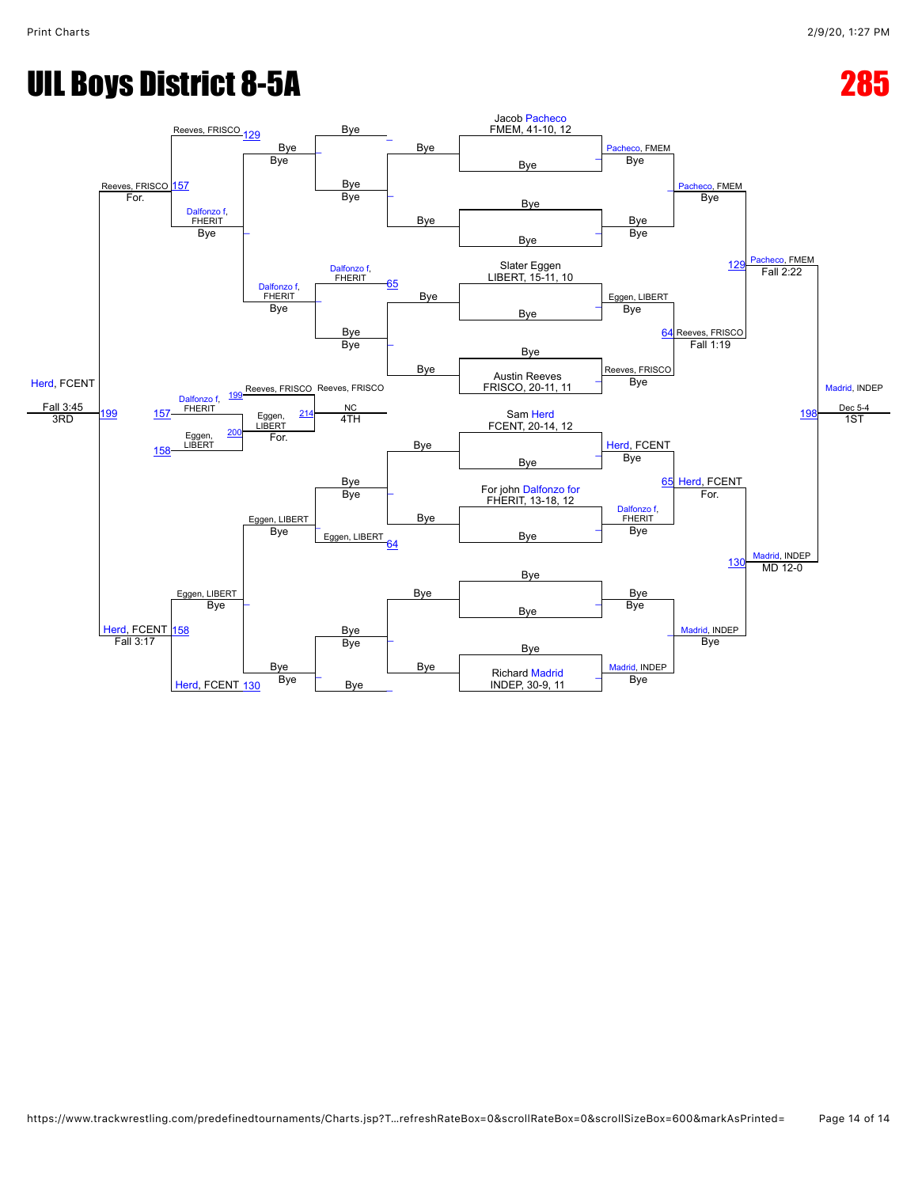# UIL Boys District 8-5A

**285**

Jacob Pacheco
FMEM, 41-10, 12

Slater Eggen
LIBERT, 15-11, 10

Austin Reeves
FRISCO, 20-11, 11

Sam Herd
FCENT, 20-14, 12

For john Dalfonzo for
FHERIT, 13-18, 12

Richard Madrid
INDEP, 30-9, 11

Pacheco, FMEM
Bye

Eggen, LIBERT
Bye

Reeves, FRISCO
Bye

Herd, FCENT
Bye

Dalfonzo f, FHERIT
Bye

Madrid, INDEP
Bye

Pacheco, FMEM
Bye

64 Reeves, FRISCO
Fall 1:19

65 Herd, FCENT
For.

Madrid, INDEP
Bye

129 Pacheco, FMEM
Fall 2:22

130 Madrid, INDEP
MD 12-0

198 Madrid, INDEP
Dec 5-4
1ST

Dalfonzo f, FHERIT 65

Eggen, LIBERT 64

Dalfonzo f, FHERIT
Bye

Eggen, LIBERT
Bye

Reeves, FRISCO 129

Dalfonzo f, FHERIT
Bye

Eggen, LIBERT
Bye

Herd, FCENT 130

Reeves, FRISCO 157
For.

Herd, FCENT 158
Fall 3:17

157 Dalfonzo f, FHERIT

158 Eggen, LIBERT

199 Reeves, FRISCO

200 Eggen, LIBERT
For.

214 Reeves, FRISCO
NC
4TH

199

Herd, FCENT
Fall 3:45
3RD